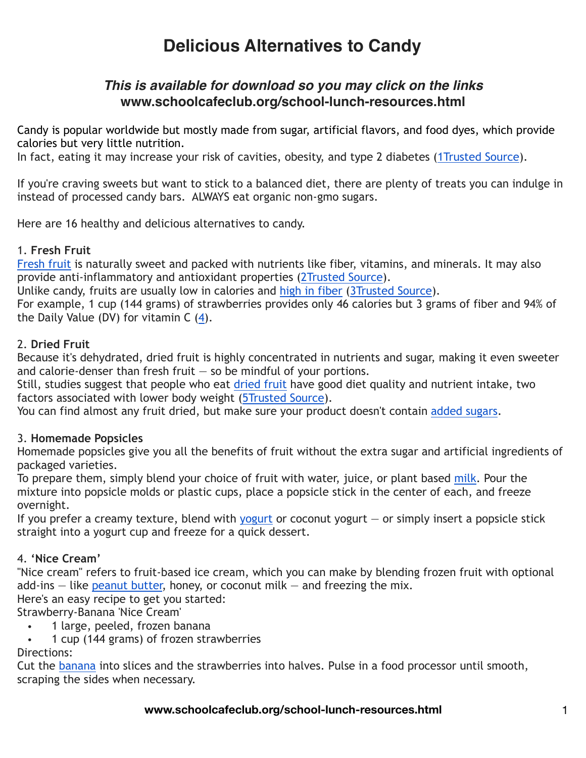# Delicious Alternatives to Candy

***This is available for download so you may click on the links***
**www.schoolcafeclub.org/school-lunch-resources.html**

Candy is popular worldwide but mostly made from sugar, artificial flavors, and food dyes, which provide calories but very little nutrition.
In fact, eating it may increase your risk of cavities, obesity, and type 2 diabetes (1Trusted Source).

If you're craving sweets but want to stick to a balanced diet, there are plenty of treats you can indulge in instead of processed candy bars. ALWAYS eat organic non-gmo sugars.

Here are 16 healthy and delicious alternatives to candy.

1. **Fresh Fruit**

Fresh fruit is naturally sweet and packed with nutrients like fiber, vitamins, and minerals. It may also provide anti-inflammatory and antioxidant properties (2Trusted Source).
Unlike candy, fruits are usually low in calories and high in fiber (3Trusted Source).
For example, 1 cup (144 grams) of strawberries provides only 46 calories but 3 grams of fiber and 94% of the Daily Value (DV) for vitamin C (4).

2. **Dried Fruit**

Because it's dehydrated, dried fruit is highly concentrated in nutrients and sugar, making it even sweeter and calorie-denser than fresh fruit — so be mindful of your portions.
Still, studies suggest that people who eat dried fruit have good diet quality and nutrient intake, two factors associated with lower body weight (5Trusted Source).
You can find almost any fruit dried, but make sure your product doesn't contain added sugars.

3. **Homemade Popsicles**

Homemade popsicles give you all the benefits of fruit without the extra sugar and artificial ingredients of packaged varieties.
To prepare them, simply blend your choice of fruit with water, juice, or plant based milk. Pour the mixture into popsicle molds or plastic cups, place a popsicle stick in the center of each, and freeze overnight.
If you prefer a creamy texture, blend with yogurt or coconut yogurt — or simply insert a popsicle stick straight into a yogurt cup and freeze for a quick dessert.

4. **'Nice Cream'**

"Nice cream" refers to fruit-based ice cream, which you can make by blending frozen fruit with optional add-ins — like peanut butter, honey, or coconut milk — and freezing the mix.
Here's an easy recipe to get you started:
Strawberry-Banana 'Nice Cream'

- 1 large, peeled, frozen banana
- 1 cup (144 grams) of frozen strawberries

Directions:
Cut the banana into slices and the strawberries into halves. Pulse in a food processor until smooth, scraping the sides when necessary.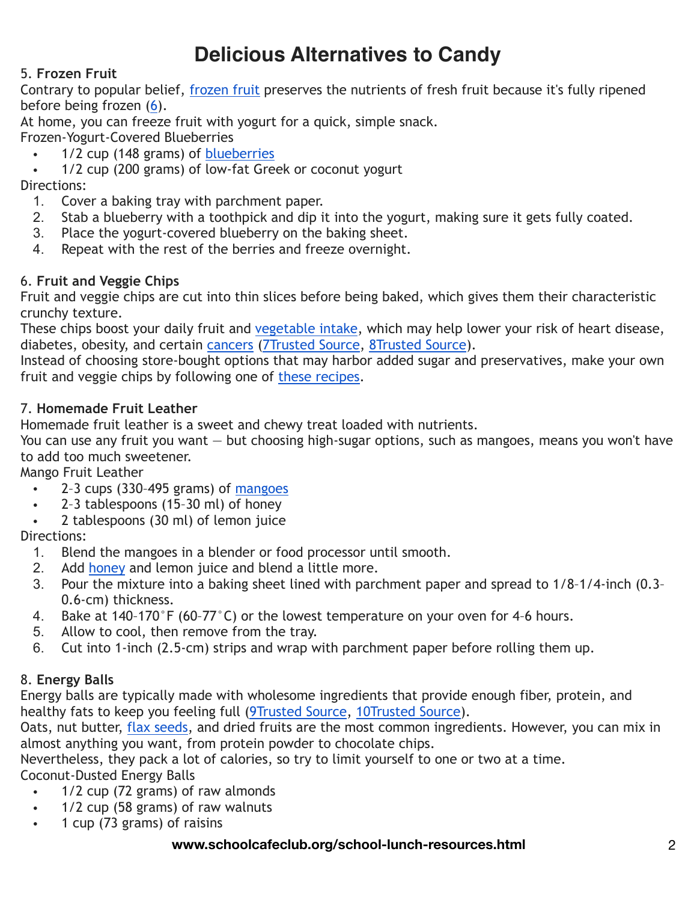# Delicious Alternatives to Candy

5. **Frozen Fruit**

Contrary to popular belief, frozen fruit preserves the nutrients of fresh fruit because it's fully ripened before being frozen (6).

At home, you can freeze fruit with yogurt for a quick, simple snack.

Frozen-Yogurt-Covered Blueberries

- 1/2 cup (148 grams) of blueberries
- 1/2 cup (200 grams) of low-fat Greek or coconut yogurt

Directions:

1. Cover a baking tray with parchment paper.
2. Stab a blueberry with a toothpick and dip it into the yogurt, making sure it gets fully coated.
3. Place the yogurt-covered blueberry on the baking sheet.
4. Repeat with the rest of the berries and freeze overnight.

6. **Fruit and Veggie Chips**

Fruit and veggie chips are cut into thin slices before being baked, which gives them their characteristic crunchy texture.

These chips boost your daily fruit and vegetable intake, which may help lower your risk of heart disease, diabetes, obesity, and certain cancers (7Trusted Source, 8Trusted Source).

Instead of choosing store-bought options that may harbor added sugar and preservatives, make your own fruit and veggie chips by following one of these recipes.

7. **Homemade Fruit Leather**

Homemade fruit leather is a sweet and chewy treat loaded with nutrients.

You can use any fruit you want — but choosing high-sugar options, such as mangoes, means you won't have to add too much sweetener.

Mango Fruit Leather

- 2–3 cups (330–495 grams) of mangoes
- 2–3 tablespoons (15–30 ml) of honey
- 2 tablespoons (30 ml) of lemon juice

Directions:

1. Blend the mangoes in a blender or food processor until smooth.
2. Add honey and lemon juice and blend a little more.
3. Pour the mixture into a baking sheet lined with parchment paper and spread to 1/8–1/4-inch (0.3–0.6-cm) thickness.
4. Bake at 140–170°F (60–77°C) or the lowest temperature on your oven for 4–6 hours.
5. Allow to cool, then remove from the tray.
6. Cut into 1-inch (2.5-cm) strips and wrap with parchment paper before rolling them up.

8. **Energy Balls**

Energy balls are typically made with wholesome ingredients that provide enough fiber, protein, and healthy fats to keep you feeling full (9Trusted Source, 10Trusted Source).

Oats, nut butter, flax seeds, and dried fruits are the most common ingredients. However, you can mix in almost anything you want, from protein powder to chocolate chips.

Nevertheless, they pack a lot of calories, so try to limit yourself to one or two at a time.

Coconut-Dusted Energy Balls

- 1/2 cup (72 grams) of raw almonds
- 1/2 cup (58 grams) of raw walnuts
- 1 cup (73 grams) of raisins

**www.schoolcafeclub.org/school-lunch-resources.html**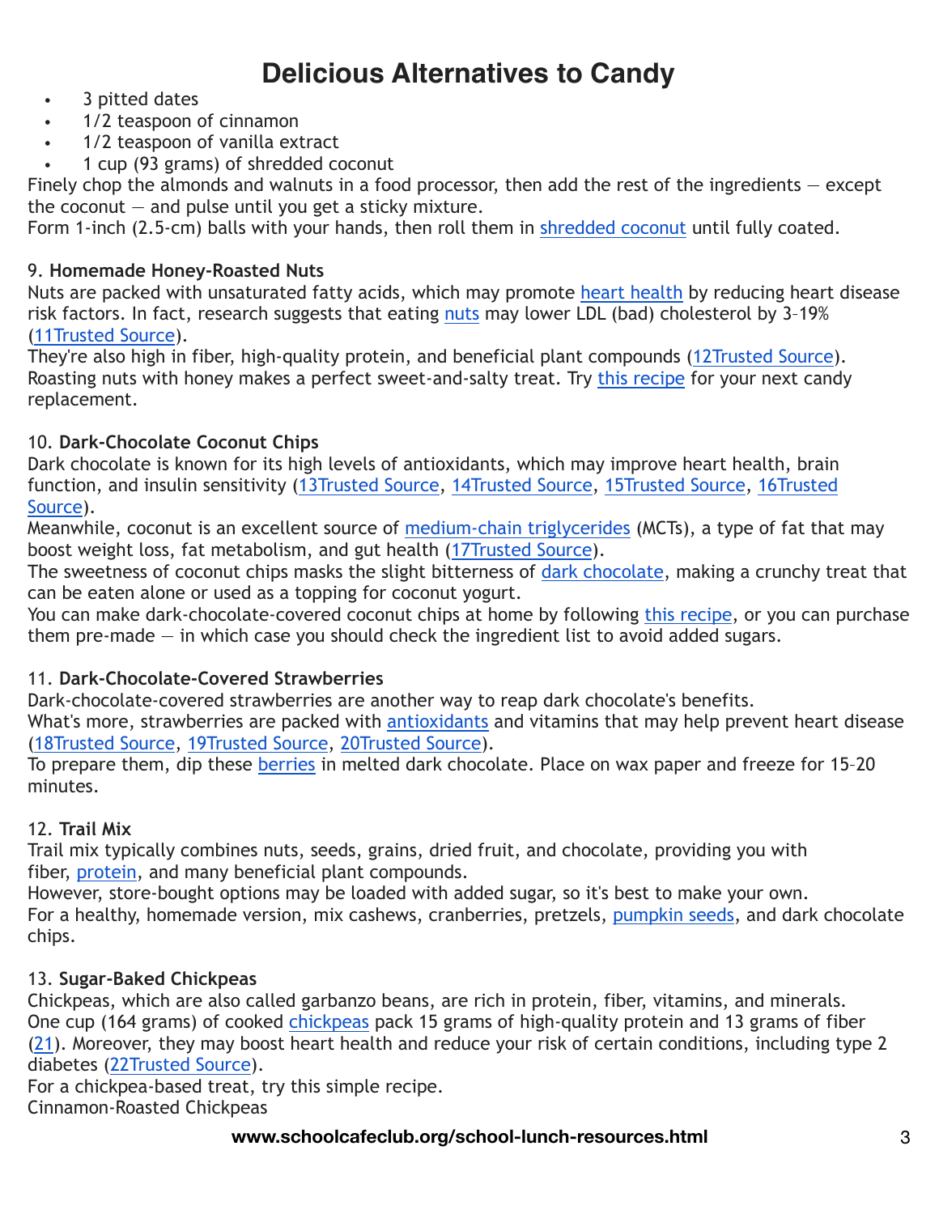# Delicious Alternatives to Candy

- 3 pitted dates
- 1/2 teaspoon of cinnamon
- 1/2 teaspoon of vanilla extract
- 1 cup (93 grams) of shredded coconut

Finely chop the almonds and walnuts in a food processor, then add the rest of the ingredients — except the coconut — and pulse until you get a sticky mixture.

Form 1-inch (2.5-cm) balls with your hands, then roll them in shredded coconut until fully coated.

9. **Homemade Honey-Roasted Nuts**

Nuts are packed with unsaturated fatty acids, which may promote heart health by reducing heart disease risk factors. In fact, research suggests that eating nuts may lower LDL (bad) cholesterol by 3–19% (11Trusted Source).

They're also high in fiber, high-quality protein, and beneficial plant compounds (12Trusted Source).

Roasting nuts with honey makes a perfect sweet-and-salty treat. Try this recipe for your next candy replacement.

10. **Dark-Chocolate Coconut Chips**

Dark chocolate is known for its high levels of antioxidants, which may improve heart health, brain function, and insulin sensitivity (13Trusted Source, 14Trusted Source, 15Trusted Source, 16Trusted Source).

Meanwhile, coconut is an excellent source of medium-chain triglycerides (MCTs), a type of fat that may boost weight loss, fat metabolism, and gut health (17Trusted Source).

The sweetness of coconut chips masks the slight bitterness of dark chocolate, making a crunchy treat that can be eaten alone or used as a topping for coconut yogurt.

You can make dark-chocolate-covered coconut chips at home by following this recipe, or you can purchase them pre-made — in which case you should check the ingredient list to avoid added sugars.

11. **Dark-Chocolate-Covered Strawberries**

Dark-chocolate-covered strawberries are another way to reap dark chocolate's benefits.

What's more, strawberries are packed with antioxidants and vitamins that may help prevent heart disease (18Trusted Source, 19Trusted Source, 20Trusted Source).

To prepare them, dip these berries in melted dark chocolate. Place on wax paper and freeze for 15–20 minutes.

12. **Trail Mix**

Trail mix typically combines nuts, seeds, grains, dried fruit, and chocolate, providing you with fiber, protein, and many beneficial plant compounds.

However, store-bought options may be loaded with added sugar, so it's best to make your own.

For a healthy, homemade version, mix cashews, cranberries, pretzels, pumpkin seeds, and dark chocolate chips.

13. **Sugar-Baked Chickpeas**

Chickpeas, which are also called garbanzo beans, are rich in protein, fiber, vitamins, and minerals.

One cup (164 grams) of cooked chickpeas pack 15 grams of high-quality protein and 13 grams of fiber (21). Moreover, they may boost heart health and reduce your risk of certain conditions, including type 2 diabetes (22Trusted Source).

For a chickpea-based treat, try this simple recipe.

Cinnamon-Roasted Chickpeas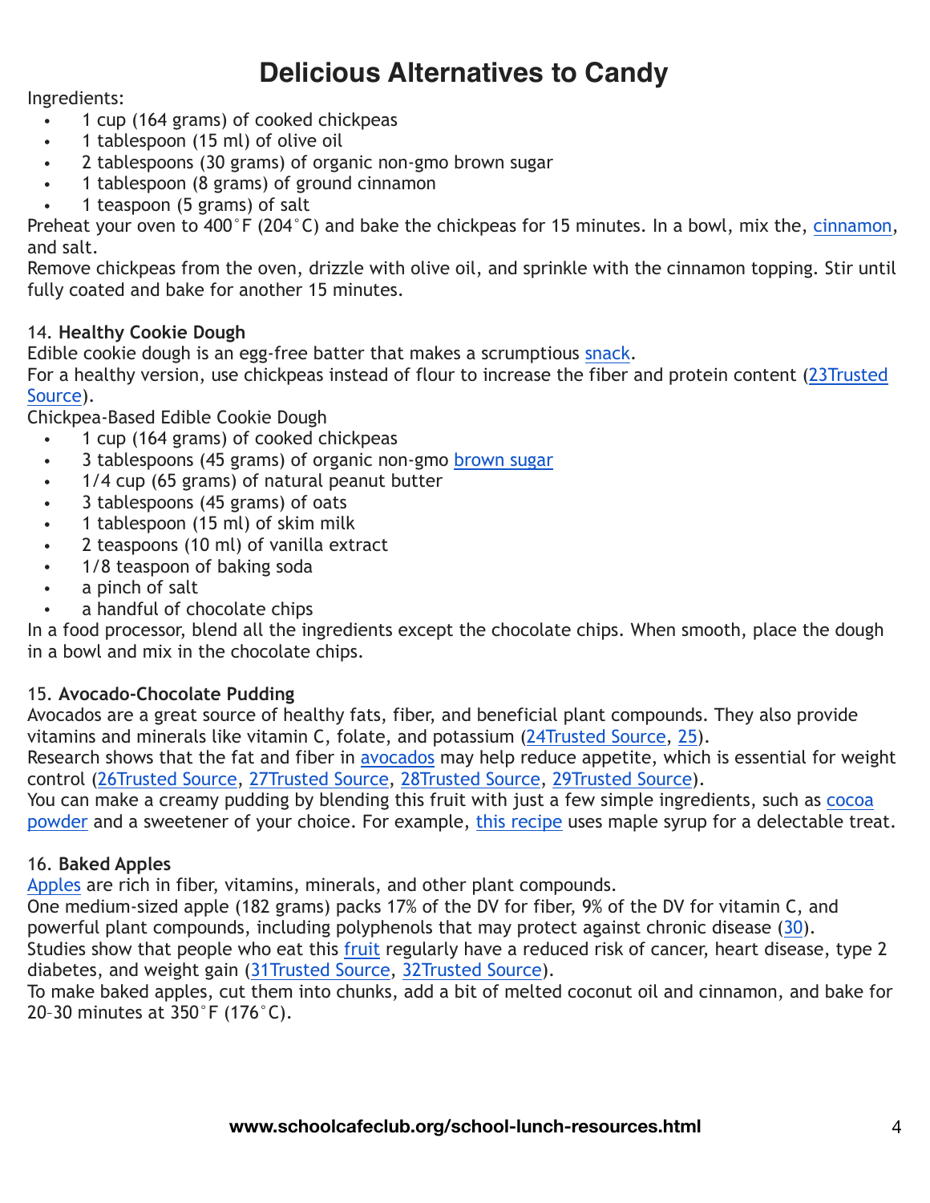# Delicious Alternatives to Candy

Ingredients:

- 1 cup (164 grams) of cooked chickpeas
- 1 tablespoon (15 ml) of olive oil
- 2 tablespoons (30 grams) of organic non-gmo brown sugar
- 1 tablespoon (8 grams) of ground cinnamon
- 1 teaspoon (5 grams) of salt

Preheat your oven to 400˚F (204˚C) and bake the chickpeas for 15 minutes. In a bowl, mix the, cinnamon, and salt.

Remove chickpeas from the oven, drizzle with olive oil, and sprinkle with the cinnamon topping. Stir until fully coated and bake for another 15 minutes.

14. **Healthy Cookie Dough**

Edible cookie dough is an egg-free batter that makes a scrumptious snack.

For a healthy version, use chickpeas instead of flour to increase the fiber and protein content (23Trusted Source).

Chickpea-Based Edible Cookie Dough

- 1 cup (164 grams) of cooked chickpeas
- 3 tablespoons (45 grams) of organic non-gmo brown sugar
- 1/4 cup (65 grams) of natural peanut butter
- 3 tablespoons (45 grams) of oats
- 1 tablespoon (15 ml) of skim milk
- 2 teaspoons (10 ml) of vanilla extract
- 1/8 teaspoon of baking soda
- a pinch of salt
- a handful of chocolate chips

In a food processor, blend all the ingredients except the chocolate chips. When smooth, place the dough in a bowl and mix in the chocolate chips.

15. **Avocado-Chocolate Pudding**

Avocados are a great source of healthy fats, fiber, and beneficial plant compounds. They also provide vitamins and minerals like vitamin C, folate, and potassium (24Trusted Source, 25).

Research shows that the fat and fiber in avocados may help reduce appetite, which is essential for weight control (26Trusted Source, 27Trusted Source, 28Trusted Source, 29Trusted Source).

You can make a creamy pudding by blending this fruit with just a few simple ingredients, such as cocoa powder and a sweetener of your choice. For example, this recipe uses maple syrup for a delectable treat.

16. **Baked Apples**

Apples are rich in fiber, vitamins, minerals, and other plant compounds.

One medium-sized apple (182 grams) packs 17% of the DV for fiber, 9% of the DV for vitamin C, and powerful plant compounds, including polyphenols that may protect against chronic disease (30).

Studies show that people who eat this fruit regularly have a reduced risk of cancer, heart disease, type 2 diabetes, and weight gain (31Trusted Source, 32Trusted Source).

To make baked apples, cut them into chunks, add a bit of melted coconut oil and cinnamon, and bake for 20–30 minutes at 350˚F (176˚C).

**www.schoolcafeclub.org/school-lunch-resources.html**